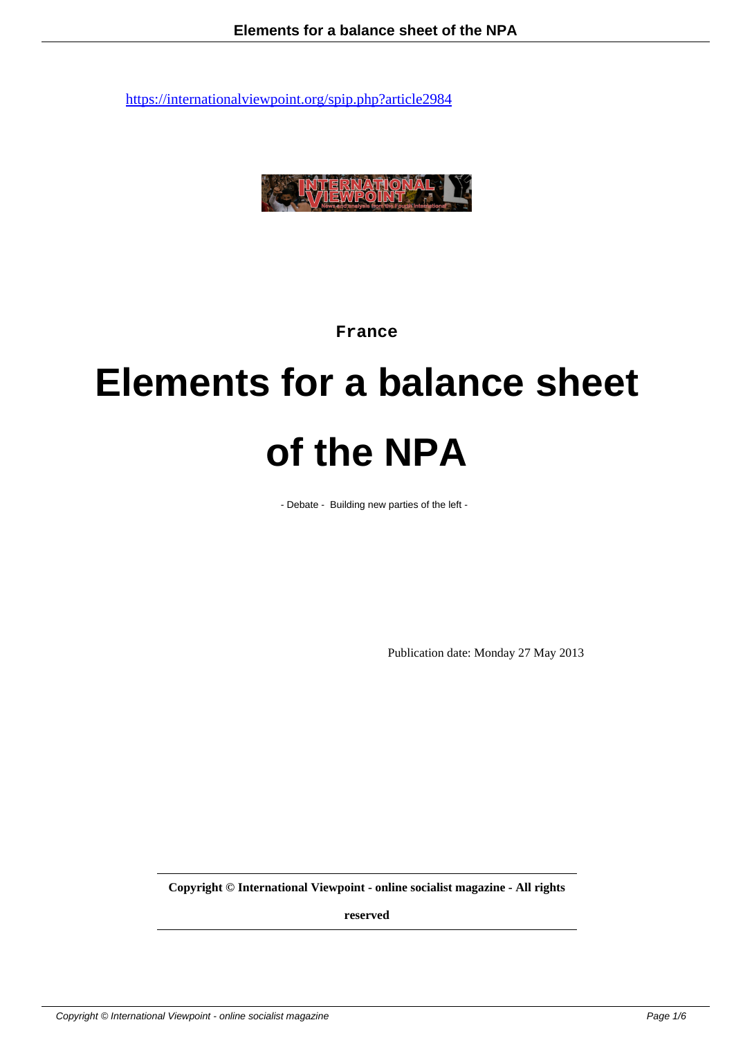https://internationalviewpoint.org/spip.php?article2984

France

# Elements for a balance sheet of the NPA

- Debate - Building new parties of the left -

Publication date: Monday 27 May 2013

**Copyright © International Viewpoint - online socialist magazine - All rights reserved**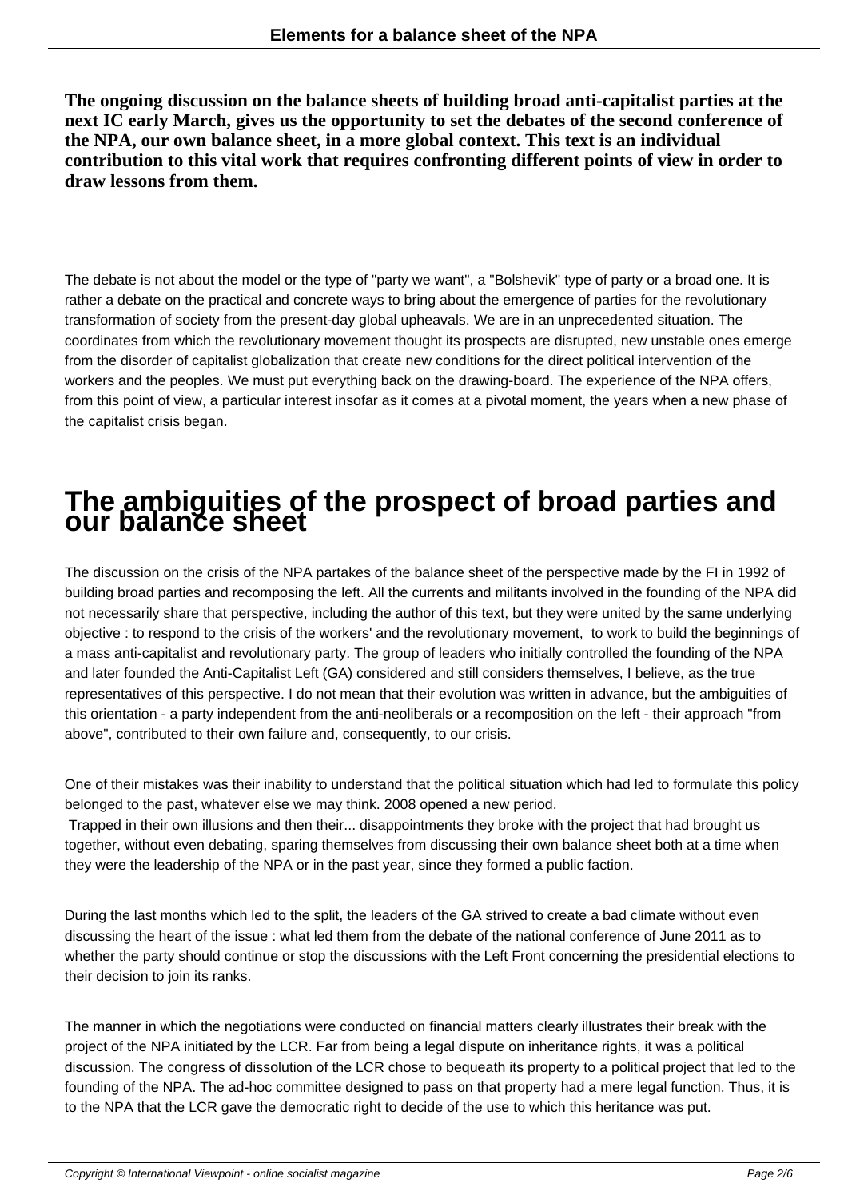**The ongoing discussion on the balance sheets of building broad anti-capitalist parties at the next IC early March, gives us the opportunity to set the debates of the second conference of the NPA, our own balance sheet, in a more global context. This text is an individual contribution to this vital work that requires confronting different points of view in order to draw lessons from them.**

The debate is not about the model or the type of "party we want", a "Bolshevik" type of party or a broad one. It is rather a debate on the practical and concrete ways to bring about the emergence of parties for the revolutionary transformation of society from the present-day global upheavals. We are in an unprecedented situation. The coordinates from which the revolutionary movement thought its prospects are disrupted, new unstable ones emerge from the disorder of capitalist globalization that create new conditions for the direct political intervention of the workers and the peoples. We must put everything back on the drawing-board. The experience of the NPA offers, from this point of view, a particular interest insofar as it comes at a pivotal moment, the years when a new phase of the capitalist crisis began.

# The ambiguities of the prospect of broad parties and our balance sheet

The discussion on the crisis of the NPA partakes of the balance sheet of the perspective made by the FI in 1992 of building broad parties and recomposing the left. All the currents and militants involved in the founding of the NPA did not necessarily share that perspective, including the author of this text, but they were united by the same underlying objective : to respond to the crisis of the workers' and the revolutionary movement, to work to build the beginnings of a mass anti-capitalist and revolutionary party. The group of leaders who initially controlled the founding of the NPA and later founded the Anti-Capitalist Left (GA) considered and still considers themselves, I believe, as the true representatives of this perspective. I do not mean that their evolution was written in advance, but the ambiguities of this orientation - a party independent from the anti-neoliberals or a recomposition on the left - their approach "from above", contributed to their own failure and, consequently, to our crisis.

One of their mistakes was their inability to understand that the political situation which had led to formulate this policy belonged to the past, whatever else we may think. 2008 opened a new period.
Trapped in their own illusions and then their... disappointments they broke with the project that had brought us together, without even debating, sparing themselves from discussing their own balance sheet both at a time when they were the leadership of the NPA or in the past year, since they formed a public faction.

During the last months which led to the split, the leaders of the GA strived to create a bad climate without even discussing the heart of the issue : what led them from the debate of the national conference of June 2011 as to whether the party should continue or stop the discussions with the Left Front concerning the presidential elections to their decision to join its ranks.

The manner in which the negotiations were conducted on financial matters clearly illustrates their break with the project of the NPA initiated by the LCR. Far from being a legal dispute on inheritance rights, it was a political discussion. The congress of dissolution of the LCR chose to bequeath its property to a political project that led to the founding of the NPA. The ad-hoc committee designed to pass on that property had a mere legal function. Thus, it is to the NPA that the LCR gave the democratic right to decide of the use to which this heritance was put.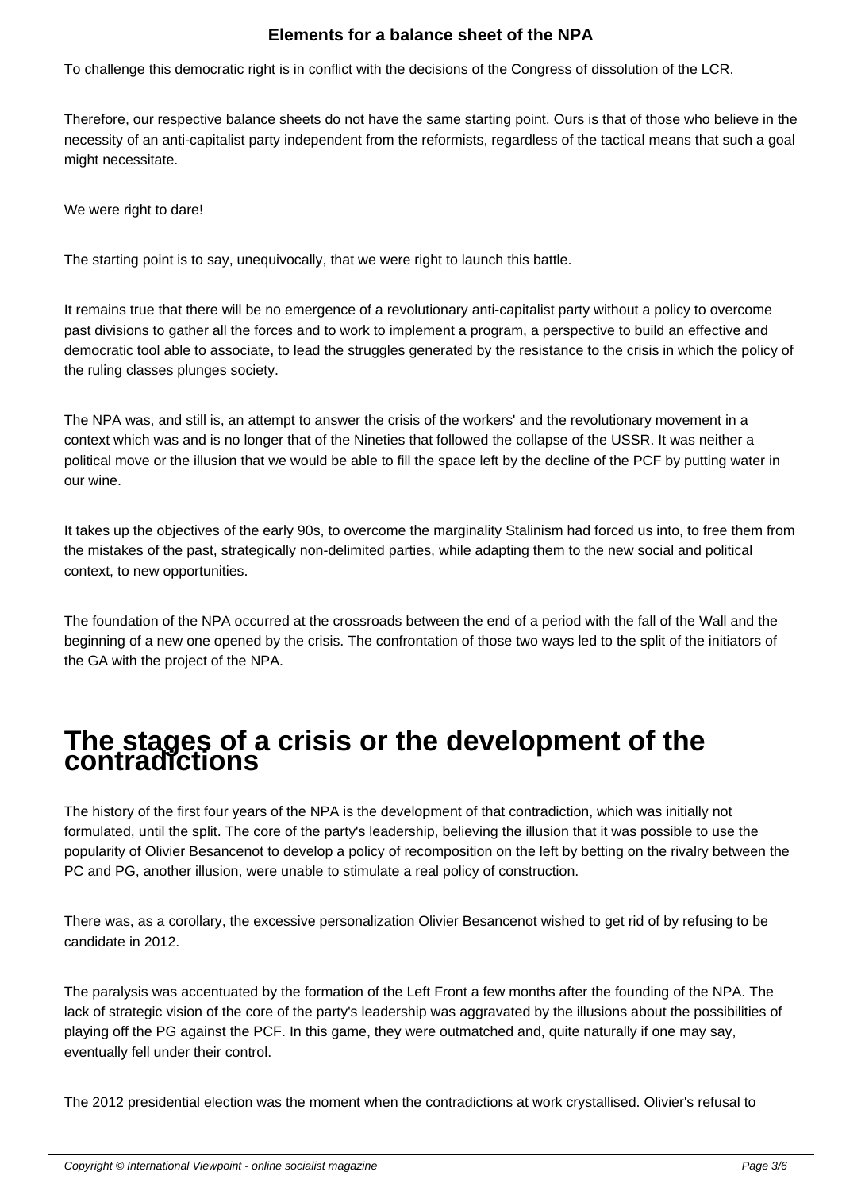To challenge this democratic right is in conflict with the decisions of the Congress of dissolution of the LCR.

Therefore, our respective balance sheets do not have the same starting point. Ours is that of those who believe in the necessity of an anti-capitalist party independent from the reformists, regardless of the tactical means that such a goal might necessitate.

We were right to dare!

The starting point is to say, unequivocally, that we were right to launch this battle.

It remains true that there will be no emergence of a revolutionary anti-capitalist party without a policy to overcome past divisions to gather all the forces and to work to implement a program, a perspective to build an effective and democratic tool able to associate, to lead the struggles generated by the resistance to the crisis in which the policy of the ruling classes plunges society.

The NPA was, and still is, an attempt to answer the crisis of the workers' and the revolutionary movement in a context which was and is no longer that of the Nineties that followed the collapse of the USSR. It was neither a political move or the illusion that we would be able to fill the space left by the decline of the PCF by putting water in our wine.

It takes up the objectives of the early 90s, to overcome the marginality Stalinism had forced us into, to free them from the mistakes of the past, strategically non-delimited parties, while adapting them to the new social and political context, to new opportunities.

The foundation of the NPA occurred at the crossroads between the end of a period with the fall of the Wall and the beginning of a new one opened by the crisis. The confrontation of those two ways led to the split of the initiators of the GA with the project of the NPA.

# The stages of a crisis or the development of the contradictions

The history of the first four years of the NPA is the development of that contradiction, which was initially not formulated, until the split. The core of the party's leadership, believing the illusion that it was possible to use the popularity of Olivier Besancenot to develop a policy of recomposition on the left by betting on the rivalry between the PC and PG, another illusion, were unable to stimulate a real policy of construction.

There was, as a corollary, the excessive personalization Olivier Besancenot wished to get rid of by refusing to be candidate in 2012.

The paralysis was accentuated by the formation of the Left Front a few months after the founding of the NPA. The lack of strategic vision of the core of the party's leadership was aggravated by the illusions about the possibilities of playing off the PG against the PCF. In this game, they were outmatched and, quite naturally if one may say, eventually fell under their control.

The 2012 presidential election was the moment when the contradictions at work crystallised. Olivier's refusal to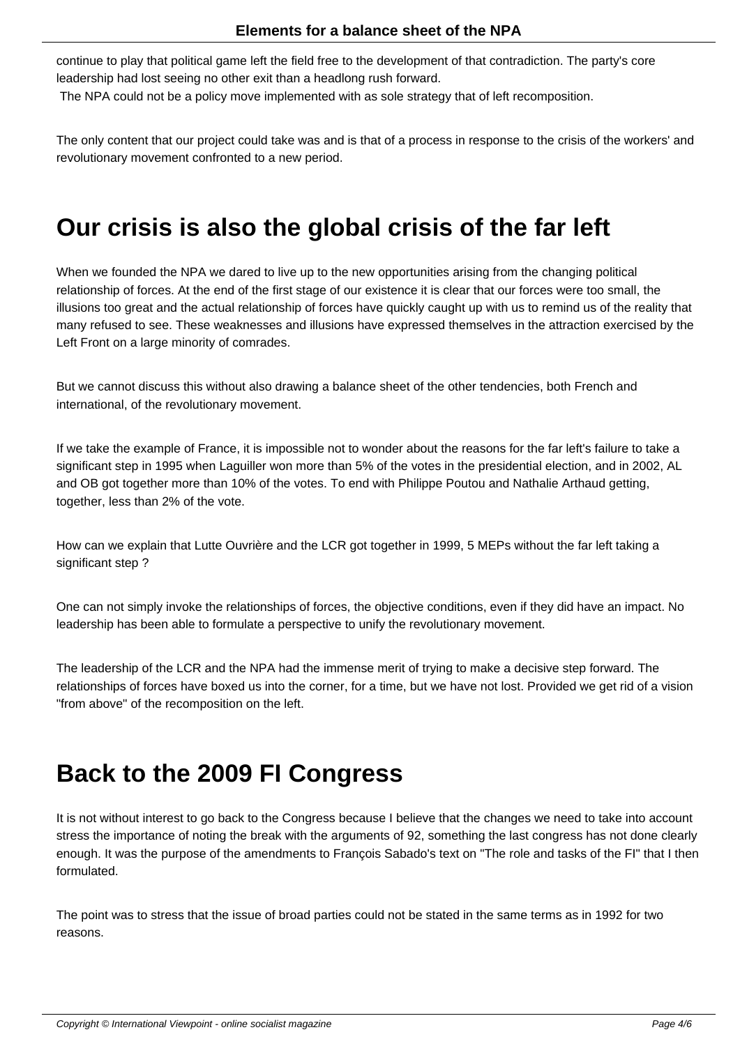continue to play that political game left the field free to the development of that contradiction. The party's core leadership had lost seeing no other exit than a headlong rush forward.
The NPA could not be a policy move implemented with as sole strategy that of left recomposition.

The only content that our project could take was and is that of a process in response to the crisis of the workers' and revolutionary movement confronted to a new period.

## Our crisis is also the global crisis of the far left

When we founded the NPA we dared to live up to the new opportunities arising from the changing political relationship of forces. At the end of the first stage of our existence it is clear that our forces were too small, the illusions too great and the actual relationship of forces have quickly caught up with us to remind us of the reality that many refused to see. These weaknesses and illusions have expressed themselves in the attraction exercised by the Left Front on a large minority of comrades.

But we cannot discuss this without also drawing a balance sheet of the other tendencies, both French and international, of the revolutionary movement.

If we take the example of France, it is impossible not to wonder about the reasons for the far left's failure to take a significant step in 1995 when Laguiller won more than 5% of the votes in the presidential election, and in 2002, AL and OB got together more than 10% of the votes. To end with Philippe Poutou and Nathalie Arthaud getting, together, less than 2% of the vote.

How can we explain that Lutte Ouvrière and the LCR got together in 1999, 5 MEPs without the far left taking a significant step ?

One can not simply invoke the relationships of forces, the objective conditions, even if they did have an impact. No leadership has been able to formulate a perspective to unify the revolutionary movement.

The leadership of the LCR and the NPA had the immense merit of trying to make a decisive step forward. The relationships of forces have boxed us into the corner, for a time, but we have not lost. Provided we get rid of a vision "from above" of the recomposition on the left.

## Back to the 2009 FI Congress

It is not without interest to go back to the Congress because I believe that the changes we need to take into account stress the importance of noting the break with the arguments of 92, something the last congress has not done clearly enough. It was the purpose of the amendments to François Sabado's text on "The role and tasks of the FI" that I then formulated.

The point was to stress that the issue of broad parties could not be stated in the same terms as in 1992 for two reasons.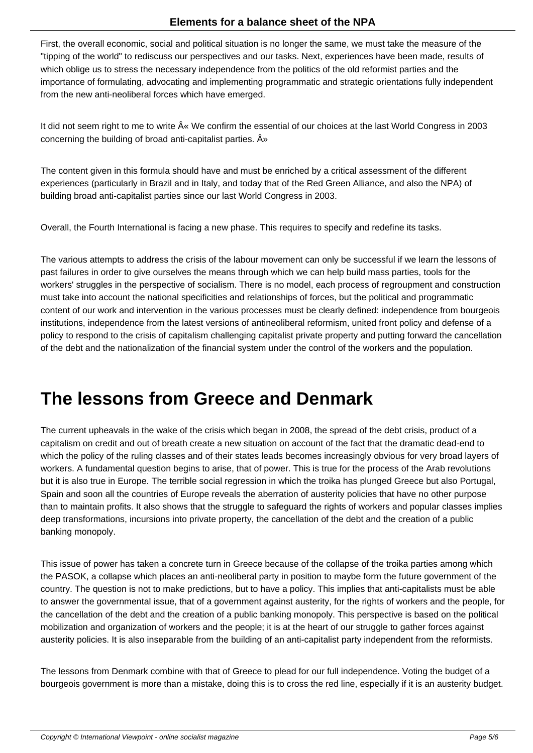First, the overall economic, social and political situation is no longer the same, we must take the measure of the "tipping of the world" to rediscuss our perspectives and our tasks. Next, experiences have been made, results of which oblige us to stress the necessary independence from the politics of the old reformist parties and the importance of formulating, advocating and implementing programmatic and strategic orientations fully independent from the new anti-neoliberal forces which have emerged.

It did not seem right to me to write Â« We confirm the essential of our choices at the last World Congress in 2003 concerning the building of broad anti-capitalist parties. Â»

The content given in this formula should have and must be enriched by a critical assessment of the different experiences (particularly in Brazil and in Italy, and today that of the Red Green Alliance, and also the NPA) of building broad anti-capitalist parties since our last World Congress in 2003.

Overall, the Fourth International is facing a new phase. This requires to specify and redefine its tasks.

The various attempts to address the crisis of the labour movement can only be successful if we learn the lessons of past failures in order to give ourselves the means through which we can help build mass parties, tools for the workers' struggles in the perspective of socialism. There is no model, each process of regroupment and construction must take into account the national specificities and relationships of forces, but the political and programmatic content of our work and intervention in the various processes must be clearly defined: independence from bourgeois institutions, independence from the latest versions of antineoliberal reformism, united front policy and defense of a policy to respond to the crisis of capitalism challenging capitalist private property and putting forward the cancellation of the debt and the nationalization of the financial system under the control of the workers and the population.

# The lessons from Greece and Denmark

The current upheavals in the wake of the crisis which began in 2008, the spread of the debt crisis, product of a capitalism on credit and out of breath create a new situation on account of the fact that the dramatic dead-end to which the policy of the ruling classes and of their states leads becomes increasingly obvious for very broad layers of workers. A fundamental question begins to arise, that of power. This is true for the process of the Arab revolutions but it is also true in Europe. The terrible social regression in which the troika has plunged Greece but also Portugal, Spain and soon all the countries of Europe reveals the aberration of austerity policies that have no other purpose than to maintain profits. It also shows that the struggle to safeguard the rights of workers and popular classes implies deep transformations, incursions into private property, the cancellation of the debt and the creation of a public banking monopoly.

This issue of power has taken a concrete turn in Greece because of the collapse of the troika parties among which the PASOK, a collapse which places an anti-neoliberal party in position to maybe form the future government of the country. The question is not to make predictions, but to have a policy. This implies that anti-capitalists must be able to answer the governmental issue, that of a government against austerity, for the rights of workers and the people, for the cancellation of the debt and the creation of a public banking monopoly. This perspective is based on the political mobilization and organization of workers and the people; it is at the heart of our struggle to gather forces against austerity policies. It is also inseparable from the building of an anti-capitalist party independent from the reformists.

The lessons from Denmark combine with that of Greece to plead for our full independence. Voting the budget of a bourgeois government is more than a mistake, doing this is to cross the red line, especially if it is an austerity budget.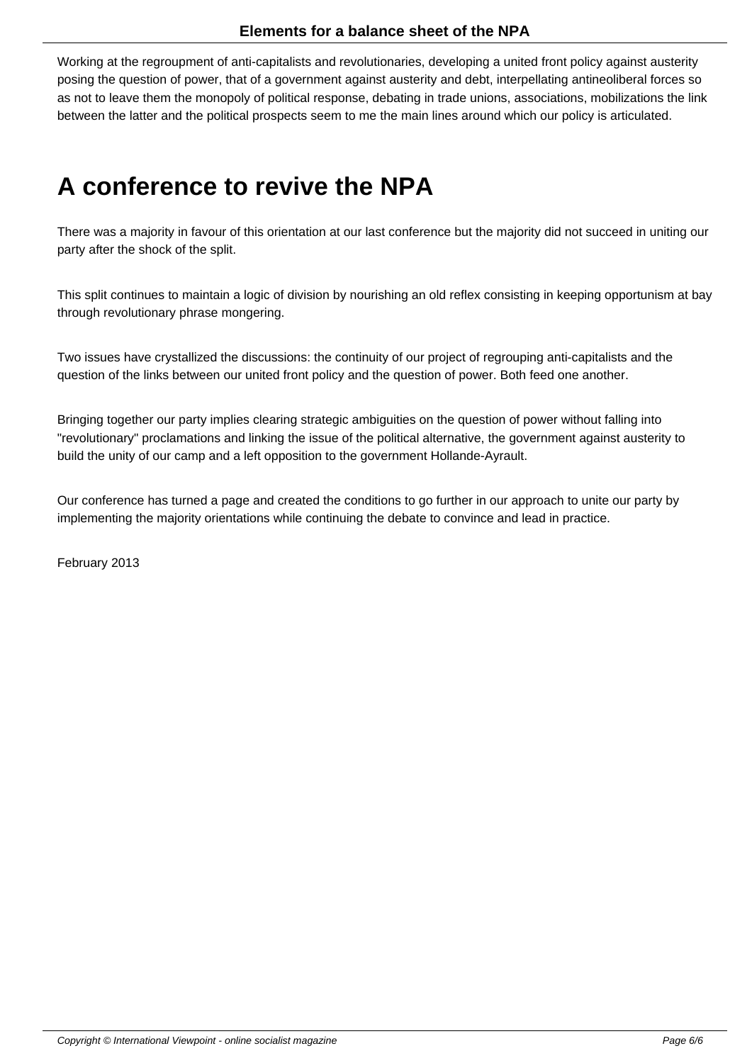Working at the regroupment of anti-capitalists and revolutionaries, developing a united front policy against austerity posing the question of power, that of a government against austerity and debt, interpellating antineoliberal forces so as not to leave them the monopoly of political response, debating in trade unions, associations, mobilizations the link between the latter and the political prospects seem to me the main lines around which our policy is articulated.

# A conference to revive the NPA

There was a majority in favour of this orientation at our last conference but the majority did not succeed in uniting our party after the shock of the split.

This split continues to maintain a logic of division by nourishing an old reflex consisting in keeping opportunism at bay through revolutionary phrase mongering.

Two issues have crystallized the discussions: the continuity of our project of regrouping anti-capitalists and the question of the links between our united front policy and the question of power. Both feed one another.

Bringing together our party implies clearing strategic ambiguities on the question of power without falling into "revolutionary" proclamations and linking the issue of the political alternative, the government against austerity to build the unity of our camp and a left opposition to the government Hollande-Ayrault.

Our conference has turned a page and created the conditions to go further in our approach to unite our party by implementing the majority orientations while continuing the debate to convince and lead in practice.

February 2013